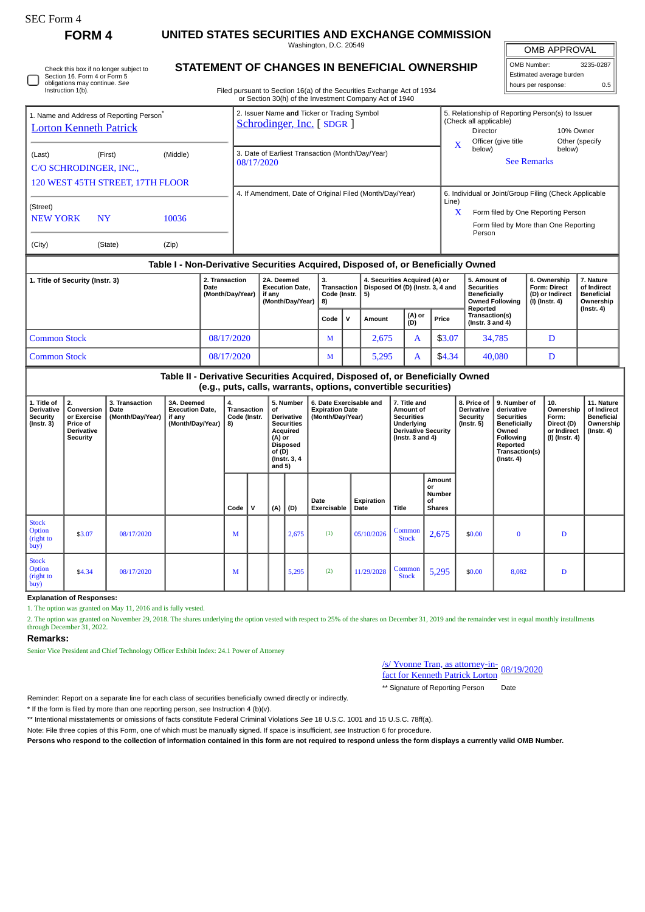SEC Form 4

# FORM 4

## UNITED STATES SECURITIES AND EXCHANGE COMMISSION

Washington, D.C. 20549

## STATEMENT OF CHANGES IN BENEFICIAL OWNERSHIP

Check this box if no longer subject to Section 16. Form 4 or Form 5 obligations may continue. *See* Instruction 1(b).

Filed pursuant to Section 16(a) of the Securities Exchange Act of 1934 or Section 30(h) of the Investment Company Act of 1940

| OMB APPROVAL | |
|---|---|
| OMB Number: | 3235-0287 |
| Estimated average burden | |
| hours per response: | 0.5 |

1. Name and Address of Reporting Person*
Lorton Kenneth Patrick

(Last) (First) (Middle)
C/O SCHRODINGER, INC.,
120 WEST 45TH STREET, 17TH FLOOR

(Street)
NEW YORK NY 10036

(City) (State) (Zip)

2. Issuer Name **and** Ticker or Trading Symbol
Schrodinger, Inc. [ SDGR ]

3. Date of Earliest Transaction (Month/Day/Year)
08/17/2020

4. If Amendment, Date of Original Filed (Month/Day/Year)

5. Relationship of Reporting Person(s) to Issuer (Check all applicable)
Director
10% Owner
X Officer (give title below)
Other (specify below)
See Remarks

6. Individual or Joint/Group Filing (Check Applicable Line)
X Form filed by One Reporting Person
Form filed by More than One Reporting Person

### Table I - Non-Derivative Securities Acquired, Disposed of, or Beneficially Owned

| 1. Title of Security (Instr. 3) | 2. Transaction Date (Month/Day/Year) | 2A. Deemed Execution Date, if any (Month/Day/Year) | 3. Transaction Code (Instr. 8) | | 4. Securities Acquired (A) or Disposed Of (D) (Instr. 3, 4 and 5) | | | 5. Amount of Securities Beneficially Owned Following Reported Transaction(s) (Instr. 3 and 4) | 6. Ownership Form: Direct (D) or Indirect (I) (Instr. 4) | 7. Nature of Indirect Beneficial Ownership (Instr. 4) |
|---|---|---|---|---|---|---|---|---|---|---|
| | | | Code | V | Amount | (A) or (D) | Price | | | |
| Common Stock | 08/17/2020 | | M | | 2,675 | A | $3.07 | 34,785 | D | |
| Common Stock | 08/17/2020 | | M | | 5,295 | A | $4.34 | 40,080 | D | |

### Table II - Derivative Securities Acquired, Disposed of, or Beneficially Owned (e.g., puts, calls, warrants, options, convertible securities)

| 1. Title of Derivative Security (Instr. 3) | 2. Conversion or Exercise Price of Derivative Security | 3. Transaction Date (Month/Day/Year) | 3A. Deemed Execution Date, if any (Month/Day/Year) | 4. Transaction Code (Instr. 8) | | 5. Number of Derivative Securities Acquired (A) or Disposed of (D) (Instr. 3, 4 and 5) | | 6. Date Exercisable and Expiration Date (Month/Day/Year) | | 7. Title and Amount of Securities Underlying Derivative Security (Instr. 3 and 4) | | 8. Price of Derivative Security (Instr. 5) | 9. Number of derivative Securities Beneficially Owned Following Reported Transaction(s) (Instr. 4) | 10. Ownership Form: Direct (D) or Indirect (I) (Instr. 4) | 11. Nature of Indirect Beneficial Ownership (Instr. 4) |
|---|---|---|---|---|---|---|---|---|---|---|---|---|---|---|---|
| | | | | Code | V | (A) | (D) | Date Exercisable | Expiration Date | Title | Amount or Number of Shares | | | | |
| Stock Option (right to buy) | $3.07 | 08/17/2020 | | M | | | 2,675 | (1) | 05/10/2026 | Common Stock | 2,675 | $0.00 | 0 | D | |
| Stock Option (right to buy) | $4.34 | 08/17/2020 | | M | | | 5,295 | (2) | 11/29/2028 | Common Stock | 5,295 | $0.00 | 8,082 | D | |

**Explanation of Responses:**

1. The option was granted on May 11, 2016 and is fully vested.

2. The option was granted on November 29, 2018. The shares underlying the option vested with respect to 25% of the shares on December 31, 2019 and the remainder vest in equal monthly installments through December 31, 2022.

**Remarks:**

Senior Vice President and Chief Technology Officer Exhibit Index: 24.1 Power of Attorney

/s/ Yvonne Tran, as attorney-in-fact for Kenneth Patrick Lorton 08/19/2020

** Signature of Reporting Person Date

Reminder: Report on a separate line for each class of securities beneficially owned directly or indirectly.

* If the form is filed by more than one reporting person, *see* Instruction 4 (b)(v).

** Intentional misstatements or omissions of facts constitute Federal Criminal Violations *See* 18 U.S.C. 1001 and 15 U.S.C. 78ff(a).

Note: File three copies of this Form, one of which must be manually signed. If space is insufficient, *see* Instruction 6 for procedure.

**Persons who respond to the collection of information contained in this form are not required to respond unless the form displays a currently valid OMB Number.**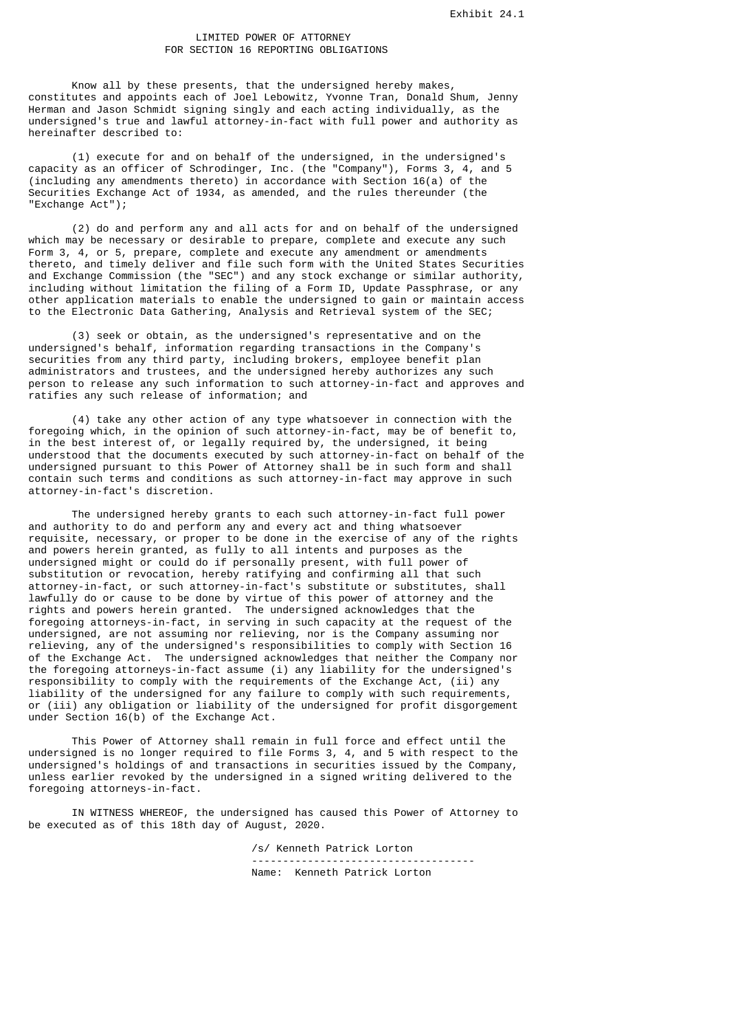Exhibit 24.1

# LIMITED POWER OF ATTORNEY
## FOR SECTION 16 REPORTING OBLIGATIONS

Know all by these presents, that the undersigned hereby makes, constitutes and appoints each of Joel Lebowitz, Yvonne Tran, Donald Shum, Jenny Herman and Jason Schmidt signing singly and each acting individually, as the undersigned's true and lawful attorney-in-fact with full power and authority as hereinafter described to:

(1) execute for and on behalf of the undersigned, in the undersigned's capacity as an officer of Schrodinger, Inc. (the "Company"), Forms 3, 4, and 5 (including any amendments thereto) in accordance with Section 16(a) of the Securities Exchange Act of 1934, as amended, and the rules thereunder (the "Exchange Act");

(2) do and perform any and all acts for and on behalf of the undersigned which may be necessary or desirable to prepare, complete and execute any such Form 3, 4, or 5, prepare, complete and execute any amendment or amendments thereto, and timely deliver and file such form with the United States Securities and Exchange Commission (the "SEC") and any stock exchange or similar authority, including without limitation the filing of a Form ID, Update Passphrase, or any other application materials to enable the undersigned to gain or maintain access to the Electronic Data Gathering, Analysis and Retrieval system of the SEC;

(3) seek or obtain, as the undersigned's representative and on the undersigned's behalf, information regarding transactions in the Company's securities from any third party, including brokers, employee benefit plan administrators and trustees, and the undersigned hereby authorizes any such person to release any such information to such attorney-in-fact and approves and ratifies any such release of information; and

(4) take any other action of any type whatsoever in connection with the foregoing which, in the opinion of such attorney-in-fact, may be of benefit to, in the best interest of, or legally required by, the undersigned, it being understood that the documents executed by such attorney-in-fact on behalf of the undersigned pursuant to this Power of Attorney shall be in such form and shall contain such terms and conditions as such attorney-in-fact may approve in such attorney-in-fact's discretion.

The undersigned hereby grants to each such attorney-in-fact full power and authority to do and perform any and every act and thing whatsoever requisite, necessary, or proper to be done in the exercise of any of the rights and powers herein granted, as fully to all intents and purposes as the undersigned might or could do if personally present, with full power of substitution or revocation, hereby ratifying and confirming all that such attorney-in-fact, or such attorney-in-fact's substitute or substitutes, shall lawfully do or cause to be done by virtue of this power of attorney and the rights and powers herein granted. The undersigned acknowledges that the foregoing attorneys-in-fact, in serving in such capacity at the request of the undersigned, are not assuming nor relieving, nor is the Company assuming nor relieving, any of the undersigned's responsibilities to comply with Section 16 of the Exchange Act. The undersigned acknowledges that neither the Company nor the foregoing attorneys-in-fact assume (i) any liability for the undersigned's responsibility to comply with the requirements of the Exchange Act, (ii) any liability of the undersigned for any failure to comply with such requirements, or (iii) any obligation or liability of the undersigned for profit disgorgement under Section 16(b) of the Exchange Act.

This Power of Attorney shall remain in full force and effect until the undersigned is no longer required to file Forms 3, 4, and 5 with respect to the undersigned's holdings of and transactions in securities issued by the Company, unless earlier revoked by the undersigned in a signed writing delivered to the foregoing attorneys-in-fact.

IN WITNESS WHEREOF, the undersigned has caused this Power of Attorney to be executed as of this 18th day of August, 2020.

/s/ Kenneth Patrick Lorton

------------------------------------

Name: Kenneth Patrick Lorton